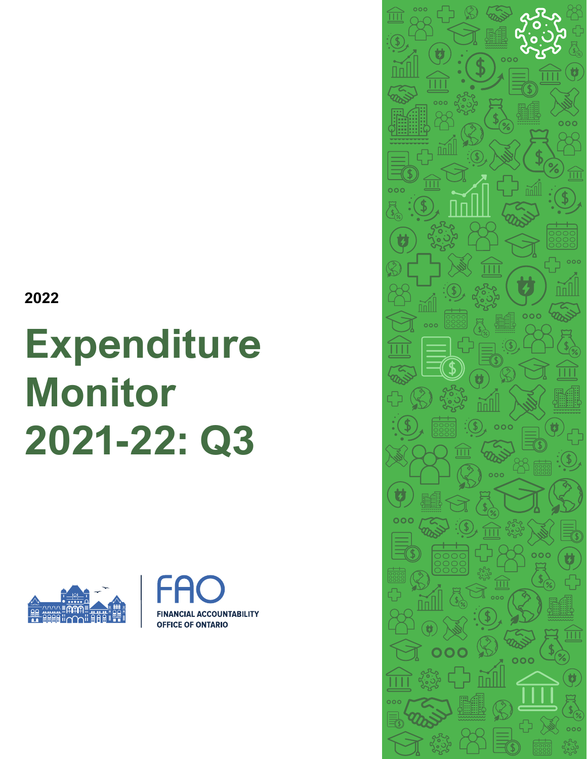2022

# Expenditure Monitor 2021-22: Q3

FAO

FINANCIAL ACCOUNTABILITY OFFICE OF ONTARIO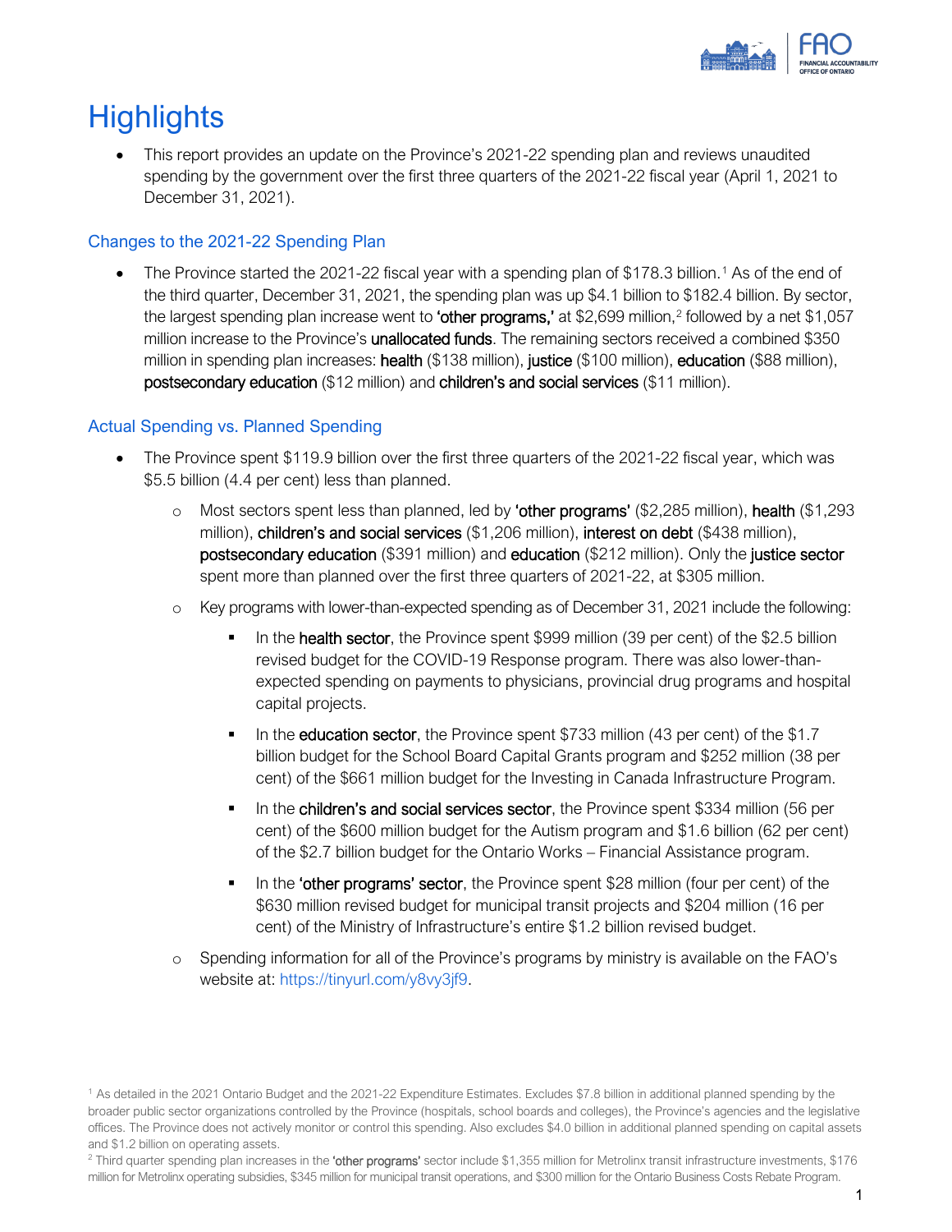# Highlights

- This report provides an update on the Province's 2021-22 spending plan and reviews unaudited spending by the government over the first three quarters of the 2021-22 fiscal year (April 1, 2021 to December 31, 2021).

## Changes to the 2021-22 Spending Plan

- The Province started the 2021-22 fiscal year with a spending plan of $178.3 billion.[1] As of the end of the third quarter, December 31, 2021, the spending plan was up $4.1 billion to $182.4 billion. By sector, the largest spending plan increase went to **'other programs,'** at $2,699 million,[2] followed by a net $1,057 million increase to the Province's **unallocated funds**. The remaining sectors received a combined $350 million in spending plan increases: **health** ($138 million), **justice** ($100 million), **education** ($88 million), **postsecondary education** ($12 million) and **children's and social services** ($11 million).

## Actual Spending vs. Planned Spending

- The Province spent $119.9 billion over the first three quarters of the 2021-22 fiscal year, which was $5.5 billion (4.4 per cent) less than planned.
  - Most sectors spent less than planned, led by **'other programs'** ($2,285 million), **health** ($1,293 million), **children's and social services** ($1,206 million), **interest on debt** ($438 million), **postsecondary education** ($391 million) and **education** ($212 million). Only the **justice sector** spent more than planned over the first three quarters of 2021-22, at $305 million.
  - Key programs with lower-than-expected spending as of December 31, 2021 include the following:
    - In the **health sector**, the Province spent $999 million (39 per cent) of the $2.5 billion revised budget for the COVID-19 Response program. There was also lower-than-expected spending on payments to physicians, provincial drug programs and hospital capital projects.
    - In the **education sector**, the Province spent $733 million (43 per cent) of the $1.7 billion budget for the School Board Capital Grants program and $252 million (38 per cent) of the $661 million budget for the Investing in Canada Infrastructure Program.
    - In the **children's and social services sector**, the Province spent $334 million (56 per cent) of the $600 million budget for the Autism program and $1.6 billion (62 per cent) of the $2.7 billion budget for the Ontario Works – Financial Assistance program.
    - In the **'other programs' sector**, the Province spent $28 million (four per cent) of the $630 million revised budget for municipal transit projects and $204 million (16 per cent) of the Ministry of Infrastructure's entire $1.2 billion revised budget.
  - Spending information for all of the Province's programs by ministry is available on the FAO's website at: https://tinyurl.com/y8vy3jf9.

---

[1] As detailed in the 2021 Ontario Budget and the 2021-22 Expenditure Estimates. Excludes $7.8 billion in additional planned spending by the broader public sector organizations controlled by the Province (hospitals, school boards and colleges), the Province's agencies and the legislative offices. The Province does not actively monitor or control this spending. Also excludes $4.0 billion in additional planned spending on capital assets and $1.2 billion on operating assets.

[2] Third quarter spending plan increases in the **'other programs'** sector include $1,355 million for Metrolinx transit infrastructure investments, $176 million for Metrolinx operating subsidies, $345 million for municipal transit operations, and $300 million for the Ontario Business Costs Rebate Program.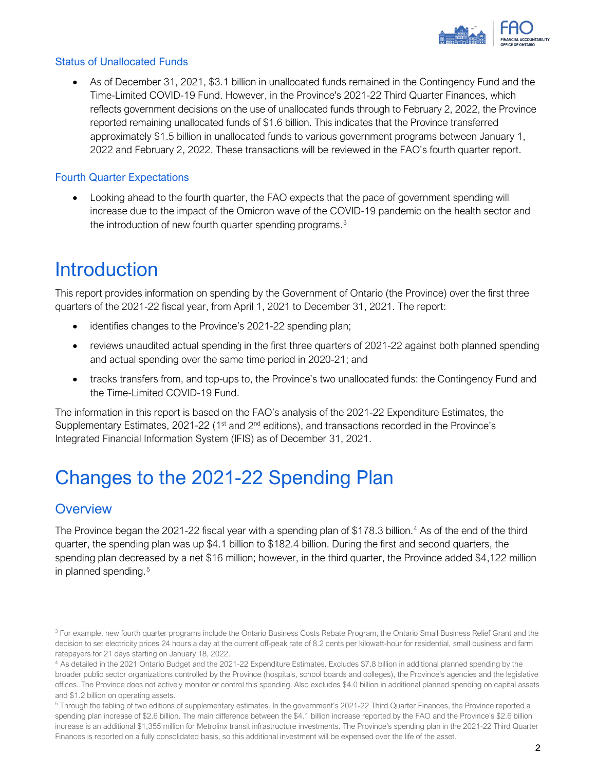### Status of Unallocated Funds

- As of December 31, 2021, $3.1 billion in unallocated funds remained in the Contingency Fund and the Time-Limited COVID-19 Fund. However, in the Province's 2021-22 Third Quarter Finances, which reflects government decisions on the use of unallocated funds through to February 2, 2022, the Province reported remaining unallocated funds of $1.6 billion. This indicates that the Province transferred approximately $1.5 billion in unallocated funds to various government programs between January 1, 2022 and February 2, 2022. These transactions will be reviewed in the FAO's fourth quarter report.

### Fourth Quarter Expectations

- Looking ahead to the fourth quarter, the FAO expects that the pace of government spending will increase due to the impact of the Omicron wave of the COVID-19 pandemic on the health sector and the introduction of new fourth quarter spending programs.[3]

# Introduction

This report provides information on spending by the Government of Ontario (the Province) over the first three quarters of the 2021-22 fiscal year, from April 1, 2021 to December 31, 2021. The report:

- identifies changes to the Province's 2021-22 spending plan;
- reviews unaudited actual spending in the first three quarters of 2021-22 against both planned spending and actual spending over the same time period in 2020-21; and
- tracks transfers from, and top-ups to, the Province's two unallocated funds: the Contingency Fund and the Time-Limited COVID-19 Fund.

The information in this report is based on the FAO's analysis of the 2021-22 Expenditure Estimates, the Supplementary Estimates, 2021-22 (1st and 2nd editions), and transactions recorded in the Province's Integrated Financial Information System (IFIS) as of December 31, 2021.

# Changes to the 2021-22 Spending Plan

## Overview

The Province began the 2021-22 fiscal year with a spending plan of $178.3 billion.[4] As of the end of the third quarter, the spending plan was up $4.1 billion to $182.4 billion. During the first and second quarters, the spending plan decreased by a net $16 million; however, in the third quarter, the Province added $4,122 million in planned spending.[5]

---

[3] For example, new fourth quarter programs include the Ontario Business Costs Rebate Program, the Ontario Small Business Relief Grant and the decision to set electricity prices 24 hours a day at the current off-peak rate of 8.2 cents per kilowatt-hour for residential, small business and farm ratepayers for 21 days starting on January 18, 2022.

[4] As detailed in the 2021 Ontario Budget and the 2021-22 Expenditure Estimates. Excludes $7.8 billion in additional planned spending by the broader public sector organizations controlled by the Province (hospitals, school boards and colleges), the Province's agencies and the legislative offices. The Province does not actively monitor or control this spending. Also excludes $4.0 billion in additional planned spending on capital assets and $1.2 billion on operating assets.

[5] Through the tabling of two editions of supplementary estimates. In the government's 2021-22 Third Quarter Finances, the Province reported a spending plan increase of $2.6 billion. The main difference between the $4.1 billion increase reported by the FAO and the Province's $2.6 billion increase is an additional $1,355 million for Metrolinx transit infrastructure investments. The Province's spending plan in the 2021-22 Third Quarter Finances is reported on a fully consolidated basis, so this additional investment will be expensed over the life of the asset.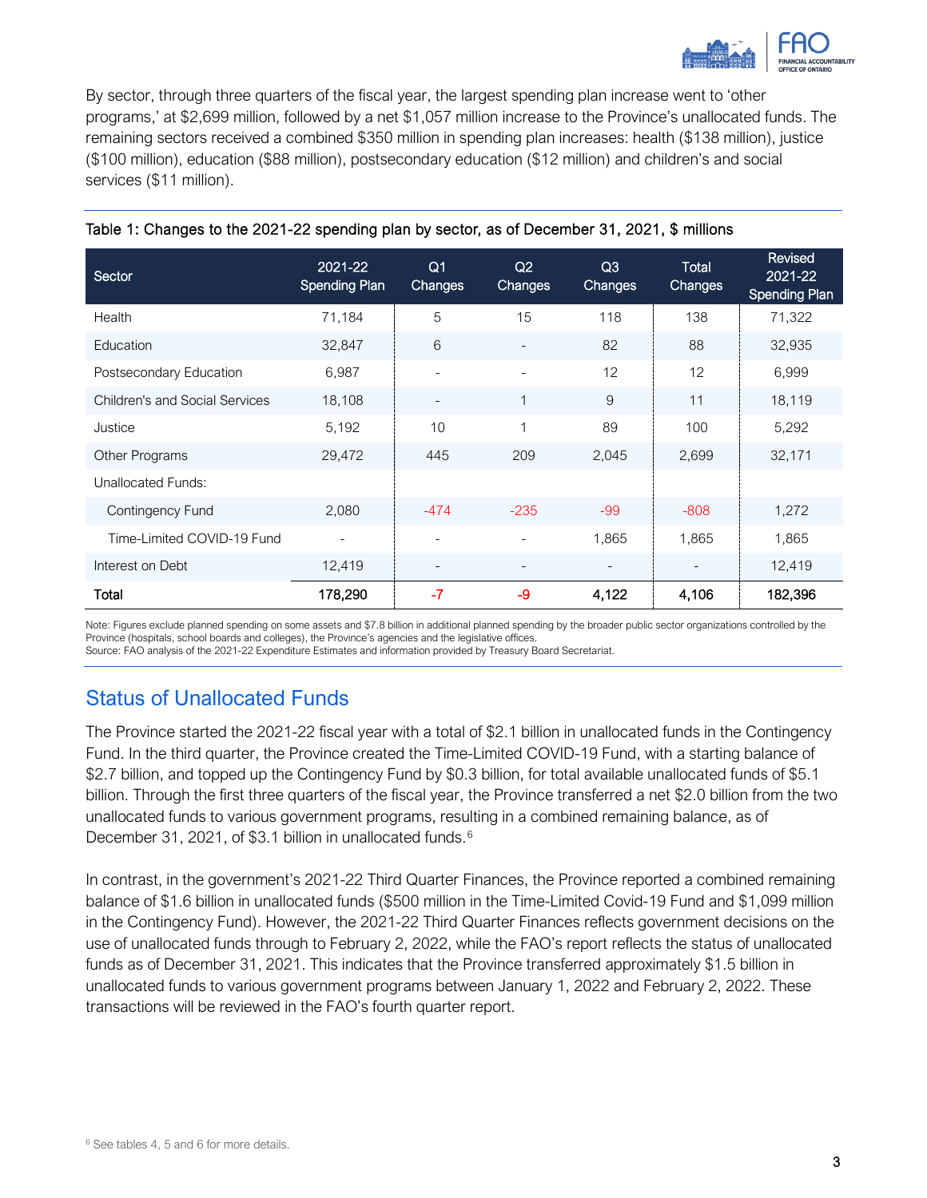By sector, through three quarters of the fiscal year, the largest spending plan increase went to 'other programs,' at $2,699 million, followed by a net $1,057 million increase to the Province's unallocated funds. The remaining sectors received a combined $350 million in spending plan increases: health ($138 million), justice ($100 million), education ($88 million), postsecondary education ($12 million) and children's and social services ($11 million).

Table 1: Changes to the 2021-22 spending plan by sector, as of December 31, 2021, $ millions

| Sector | 2021-22 Spending Plan | Q1 Changes | Q2 Changes | Q3 Changes | Total Changes | Revised 2021-22 Spending Plan |
|---|---|---|---|---|---|---|
| Health | 71,184 | 5 | 15 | 118 | 138 | 71,322 |
| Education | 32,847 | 6 | - | 82 | 88 | 32,935 |
| Postsecondary Education | 6,987 | - | - | 12 | 12 | 6,999 |
| Children's and Social Services | 18,108 | - | 1 | 9 | 11 | 18,119 |
| Justice | 5,192 | 10 | 1 | 89 | 100 | 5,292 |
| Other Programs | 29,472 | 445 | 209 | 2,045 | 2,699 | 32,171 |
| Unallocated Funds: | | | | | | |
| Contingency Fund | 2,080 | -474 | -235 | -99 | -808 | 1,272 |
| Time-Limited COVID-19 Fund | - | - | - | 1,865 | 1,865 | 1,865 |
| Interest on Debt | 12,419 | - | - | - | - | 12,419 |
| **Total** | **178,290** | **-7** | **-9** | **4,122** | **4,106** | **182,396** |

Note: Figures exclude planned spending on some assets and $7.8 billion in additional planned spending by the broader public sector organizations controlled by the Province (hospitals, school boards and colleges), the Province's agencies and the legislative offices.
Source: FAO analysis of the 2021-22 Expenditure Estimates and information provided by Treasury Board Secretariat.

## Status of Unallocated Funds

The Province started the 2021-22 fiscal year with a total of $2.1 billion in unallocated funds in the Contingency Fund. In the third quarter, the Province created the Time-Limited COVID-19 Fund, with a starting balance of $2.7 billion, and topped up the Contingency Fund by $0.3 billion, for total available unallocated funds of $5.1 billion. Through the first three quarters of the fiscal year, the Province transferred a net $2.0 billion from the two unallocated funds to various government programs, resulting in a combined remaining balance, as of December 31, 2021, of $3.1 billion in unallocated funds.[6]

In contrast, in the government's 2021-22 Third Quarter Finances, the Province reported a combined remaining balance of $1.6 billion in unallocated funds ($500 million in the Time-Limited Covid-19 Fund and $1,099 million in the Contingency Fund). However, the 2021-22 Third Quarter Finances reflects government decisions on the use of unallocated funds through to February 2, 2022, while the FAO's report reflects the status of unallocated funds as of December 31, 2021. This indicates that the Province transferred approximately $1.5 billion in unallocated funds to various government programs between January 1, 2022 and February 2, 2022. These transactions will be reviewed in the FAO's fourth quarter report.

[6] See tables 4, 5 and 6 for more details.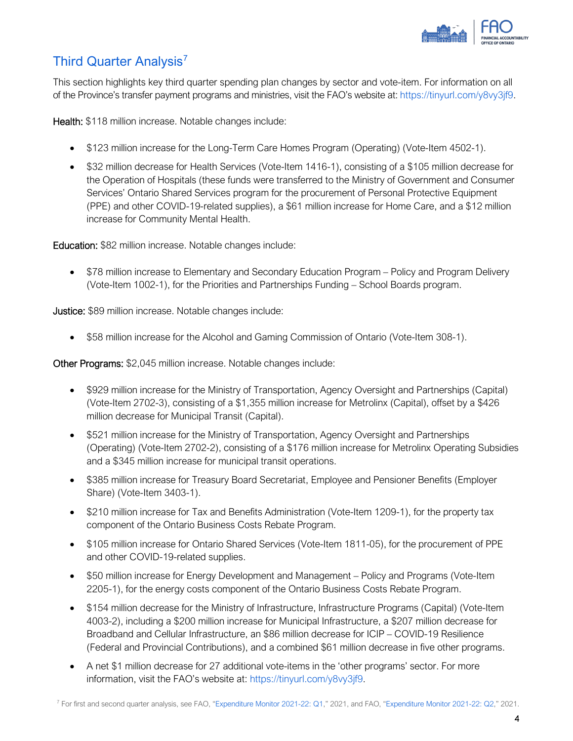## Third Quarter Analysis[7]

This section highlights key third quarter spending plan changes by sector and vote-item. For information on all of the Province's transfer payment programs and ministries, visit the FAO's website at: https://tinyurl.com/y8vy3jf9.

**Health:** $118 million increase. Notable changes include:

- $123 million increase for the Long-Term Care Homes Program (Operating) (Vote-Item 4502-1).
- $32 million decrease for Health Services (Vote-Item 1416-1), consisting of a $105 million decrease for the Operation of Hospitals (these funds were transferred to the Ministry of Government and Consumer Services' Ontario Shared Services program for the procurement of Personal Protective Equipment (PPE) and other COVID-19-related supplies), a $61 million increase for Home Care, and a $12 million increase for Community Mental Health.

**Education:** $82 million increase. Notable changes include:

- $78 million increase to Elementary and Secondary Education Program – Policy and Program Delivery (Vote-Item 1002-1), for the Priorities and Partnerships Funding – School Boards program.

**Justice:** $89 million increase. Notable changes include:

- $58 million increase for the Alcohol and Gaming Commission of Ontario (Vote-Item 308-1).

**Other Programs:** $2,045 million increase. Notable changes include:

- $929 million increase for the Ministry of Transportation, Agency Oversight and Partnerships (Capital) (Vote-Item 2702-3), consisting of a $1,355 million increase for Metrolinx (Capital), offset by a $426 million decrease for Municipal Transit (Capital).
- $521 million increase for the Ministry of Transportation, Agency Oversight and Partnerships (Operating) (Vote-Item 2702-2), consisting of a $176 million increase for Metrolinx Operating Subsidies and a $345 million increase for municipal transit operations.
- $385 million increase for Treasury Board Secretariat, Employee and Pensioner Benefits (Employer Share) (Vote-Item 3403-1).
- $210 million increase for Tax and Benefits Administration (Vote-Item 1209-1), for the property tax component of the Ontario Business Costs Rebate Program.
- $105 million increase for Ontario Shared Services (Vote-Item 1811-05), for the procurement of PPE and other COVID-19-related supplies.
- $50 million increase for Energy Development and Management – Policy and Programs (Vote-Item 2205-1), for the energy costs component of the Ontario Business Costs Rebate Program.
- $154 million decrease for the Ministry of Infrastructure, Infrastructure Programs (Capital) (Vote-Item 4003-2), including a $200 million increase for Municipal Infrastructure, a $207 million decrease for Broadband and Cellular Infrastructure, an $86 million decrease for ICIP – COVID-19 Resilience (Federal and Provincial Contributions), and a combined $61 million decrease in five other programs.
- A net $1 million decrease for 27 additional vote-items in the 'other programs' sector. For more information, visit the FAO's website at: https://tinyurl.com/y8vy3jf9.

[7] For first and second quarter analysis, see FAO, "Expenditure Monitor 2021-22: Q1," 2021, and FAO, "Expenditure Monitor 2021-22: Q2," 2021.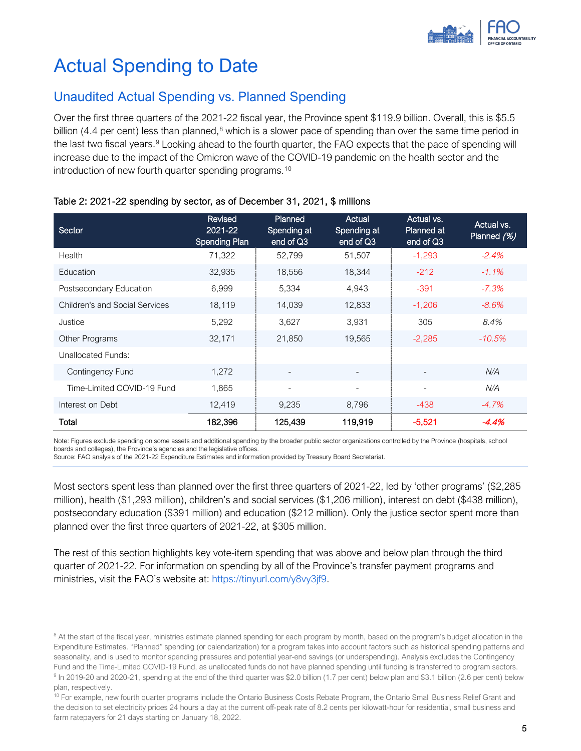# Actual Spending to Date

## Unaudited Actual Spending vs. Planned Spending

Over the first three quarters of the 2021-22 fiscal year, the Province spent $119.9 billion. Overall, this is $5.5 billion (4.4 per cent) less than planned,[8] which is a slower pace of spending than over the same time period in the last two fiscal years.[9] Looking ahead to the fourth quarter, the FAO expects that the pace of spending will increase due to the impact of the Omicron wave of the COVID-19 pandemic on the health sector and the introduction of new fourth quarter spending programs.[10]

**Table 2: 2021-22 spending by sector, as of December 31, 2021, $ millions**

| Sector | Revised 2021-22 Spending Plan | Planned Spending at end of Q3 | Actual Spending at end of Q3 | Actual vs. Planned at end of Q3 | Actual vs. Planned *(%)* |
|---|---|---|---|---|---|
| Health | 71,322 | 52,799 | 51,507 | -1,293 | *-2.4%* |
| Education | 32,935 | 18,556 | 18,344 | -212 | *-1.1%* |
| Postsecondary Education | 6,999 | 5,334 | 4,943 | -391 | *-7.3%* |
| Children's and Social Services | 18,119 | 14,039 | 12,833 | -1,206 | *-8.6%* |
| Justice | 5,292 | 3,627 | 3,931 | 305 | *8.4%* |
| Other Programs | 32,171 | 21,850 | 19,565 | -2,285 | *-10.5%* |
| Unallocated Funds: | | | | | |
| Contingency Fund | 1,272 | - | - | - | *N/A* |
| Time-Limited COVID-19 Fund | 1,865 | - | - | - | *N/A* |
| Interest on Debt | 12,419 | 9,235 | 8,796 | -438 | *-4.7%* |
| **Total** | **182,396** | **125,439** | **119,919** | **-5,521** | ***-4.4%*** |

Note: Figures exclude spending on some assets and additional spending by the broader public sector organizations controlled by the Province (hospitals, school boards and colleges), the Province's agencies and the legislative offices.
Source: FAO analysis of the 2021-22 Expenditure Estimates and information provided by Treasury Board Secretariat.

Most sectors spent less than planned over the first three quarters of 2021-22, led by 'other programs' ($2,285 million), health ($1,293 million), children's and social services ($1,206 million), interest on debt ($438 million), postsecondary education ($391 million) and education ($212 million). Only the justice sector spent more than planned over the first three quarters of 2021-22, at $305 million.

The rest of this section highlights key vote-item spending that was above and below plan through the third quarter of 2021-22. For information on spending by all of the Province's transfer payment programs and ministries, visit the FAO's website at: https://tinyurl.com/y8vy3jf9.

[8] At the start of the fiscal year, ministries estimate planned spending for each program by month, based on the program's budget allocation in the Expenditure Estimates. "Planned" spending (or calendarization) for a program takes into account factors such as historical spending patterns and seasonality, and is used to monitor spending pressures and potential year-end savings (or underspending). Analysis excludes the Contingency Fund and the Time-Limited COVID-19 Fund, as unallocated funds do not have planned spending until funding is transferred to program sectors.

[9] In 2019-20 and 2020-21, spending at the end of the third quarter was $2.0 billion (1.7 per cent) below plan and $3.1 billion (2.6 per cent) below plan, respectively.

[10] For example, new fourth quarter programs include the Ontario Business Costs Rebate Program, the Ontario Small Business Relief Grant and the decision to set electricity prices 24 hours a day at the current off-peak rate of 8.2 cents per kilowatt-hour for residential, small business and farm ratepayers for 21 days starting on January 18, 2022.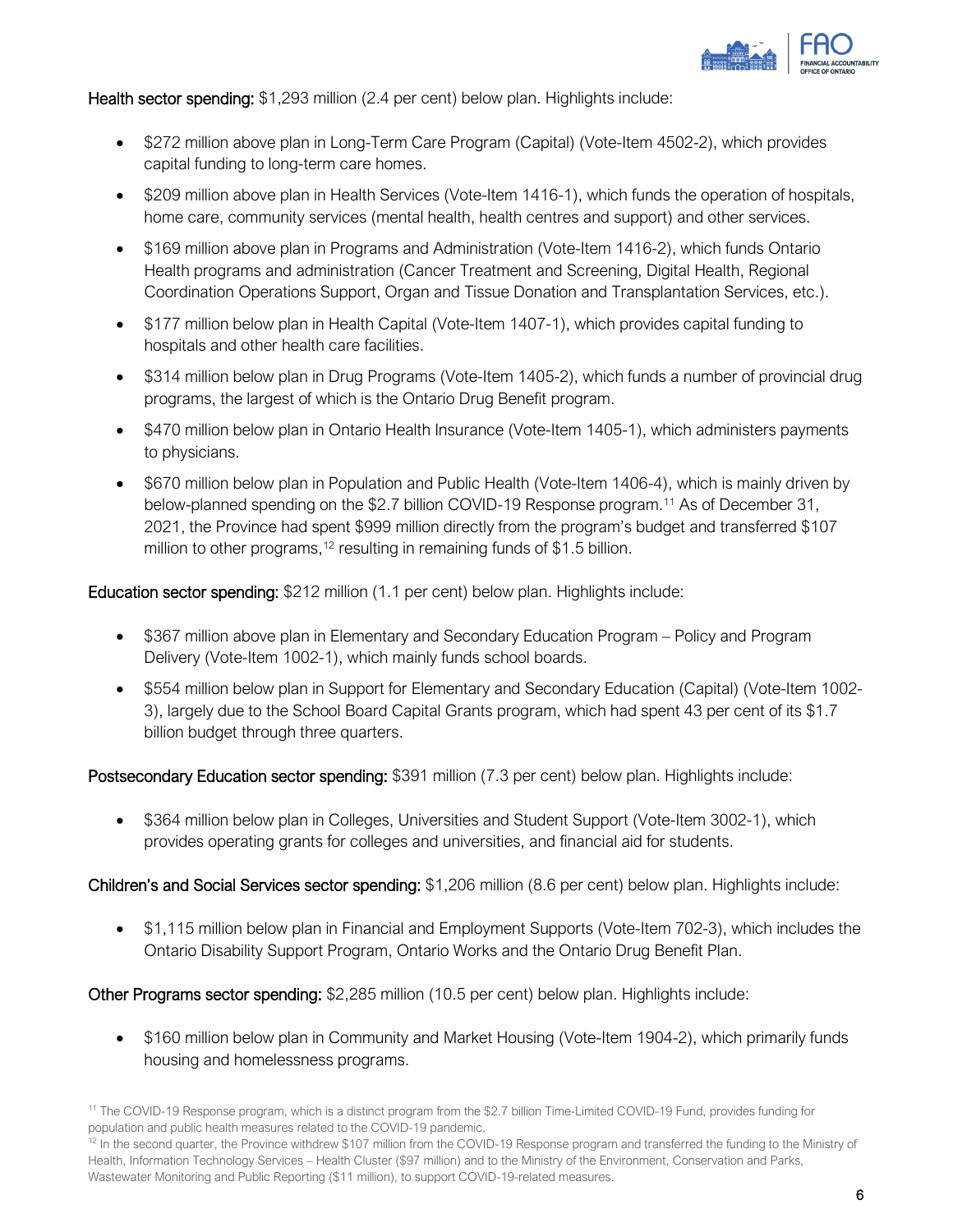**Health sector spending:** $1,293 million (2.4 per cent) below plan. Highlights include:

- $272 million above plan in Long-Term Care Program (Capital) (Vote-Item 4502-2), which provides capital funding to long-term care homes.
- $209 million above plan in Health Services (Vote-Item 1416-1), which funds the operation of hospitals, home care, community services (mental health, health centres and support) and other services.
- $169 million above plan in Programs and Administration (Vote-Item 1416-2), which funds Ontario Health programs and administration (Cancer Treatment and Screening, Digital Health, Regional Coordination Operations Support, Organ and Tissue Donation and Transplantation Services, etc.).
- $177 million below plan in Health Capital (Vote-Item 1407-1), which provides capital funding to hospitals and other health care facilities.
- $314 million below plan in Drug Programs (Vote-Item 1405-2), which funds a number of provincial drug programs, the largest of which is the Ontario Drug Benefit program.
- $470 million below plan in Ontario Health Insurance (Vote-Item 1405-1), which administers payments to physicians.
- $670 million below plan in Population and Public Health (Vote-Item 1406-4), which is mainly driven by below-planned spending on the $2.7 billion COVID-19 Response program.[11] As of December 31, 2021, the Province had spent $999 million directly from the program's budget and transferred $107 million to other programs,[12] resulting in remaining funds of $1.5 billion.

**Education sector spending:** $212 million (1.1 per cent) below plan. Highlights include:

- $367 million above plan in Elementary and Secondary Education Program – Policy and Program Delivery (Vote-Item 1002-1), which mainly funds school boards.
- $554 million below plan in Support for Elementary and Secondary Education (Capital) (Vote-Item 1002-3), largely due to the School Board Capital Grants program, which had spent 43 per cent of its $1.7 billion budget through three quarters.

**Postsecondary Education sector spending:** $391 million (7.3 per cent) below plan. Highlights include:

- $364 million below plan in Colleges, Universities and Student Support (Vote-Item 3002-1), which provides operating grants for colleges and universities, and financial aid for students.

**Children's and Social Services sector spending:** $1,206 million (8.6 per cent) below plan. Highlights include:

- $1,115 million below plan in Financial and Employment Supports (Vote-Item 702-3), which includes the Ontario Disability Support Program, Ontario Works and the Ontario Drug Benefit Plan.

**Other Programs sector spending:** $2,285 million (10.5 per cent) below plan. Highlights include:

- $160 million below plan in Community and Market Housing (Vote-Item 1904-2), which primarily funds housing and homelessness programs.

[11] The COVID-19 Response program, which is a distinct program from the $2.7 billion Time-Limited COVID-19 Fund, provides funding for population and public health measures related to the COVID-19 pandemic.

[12] In the second quarter, the Province withdrew $107 million from the COVID-19 Response program and transferred the funding to the Ministry of Health, Information Technology Services – Health Cluster ($97 million) and to the Ministry of the Environment, Conservation and Parks, Wastewater Monitoring and Public Reporting ($11 million), to support COVID-19-related measures.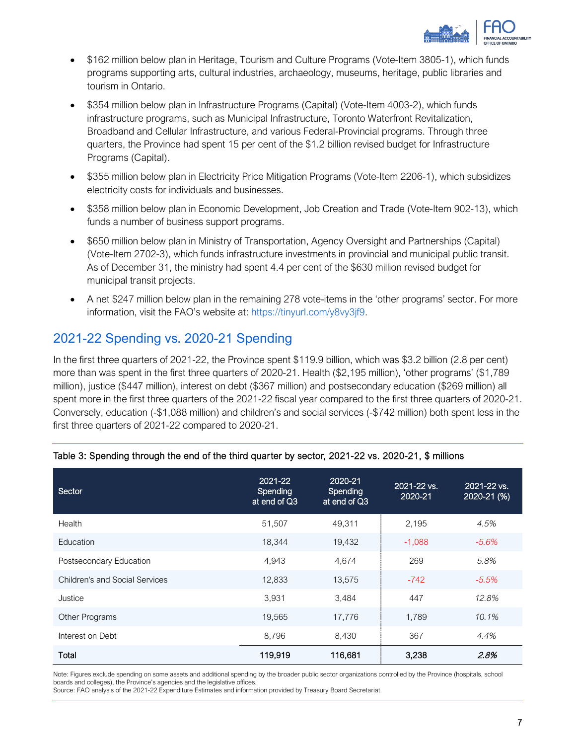- $162 million below plan in Heritage, Tourism and Culture Programs (Vote-Item 3805-1), which funds programs supporting arts, cultural industries, archaeology, museums, heritage, public libraries and tourism in Ontario.
- $354 million below plan in Infrastructure Programs (Capital) (Vote-Item 4003-2), which funds infrastructure programs, such as Municipal Infrastructure, Toronto Waterfront Revitalization, Broadband and Cellular Infrastructure, and various Federal-Provincial programs. Through three quarters, the Province had spent 15 per cent of the $1.2 billion revised budget for Infrastructure Programs (Capital).
- $355 million below plan in Electricity Price Mitigation Programs (Vote-Item 2206-1), which subsidizes electricity costs for individuals and businesses.
- $358 million below plan in Economic Development, Job Creation and Trade (Vote-Item 902-13), which funds a number of business support programs.
- $650 million below plan in Ministry of Transportation, Agency Oversight and Partnerships (Capital) (Vote-Item 2702-3), which funds infrastructure investments in provincial and municipal public transit. As of December 31, the ministry had spent 4.4 per cent of the $630 million revised budget for municipal transit projects.
- A net $247 million below plan in the remaining 278 vote-items in the 'other programs' sector. For more information, visit the FAO's website at: https://tinyurl.com/y8vy3jf9.

## 2021-22 Spending vs. 2020-21 Spending

In the first three quarters of 2021-22, the Province spent $119.9 billion, which was $3.2 billion (2.8 per cent) more than was spent in the first three quarters of 2020-21. Health ($2,195 million), 'other programs' ($1,789 million), justice ($447 million), interest on debt ($367 million) and postsecondary education ($269 million) all spent more in the first three quarters of the 2021-22 fiscal year compared to the first three quarters of 2020-21. Conversely, education (-$1,088 million) and children's and social services (-$742 million) both spent less in the first three quarters of 2021-22 compared to 2020-21.

Table 3: Spending through the end of the third quarter by sector, 2021-22 vs. 2020-21, $ millions

| Sector | 2021-22 Spending at end of Q3 | 2020-21 Spending at end of Q3 | 2021-22 vs. 2020-21 | 2021-22 vs. 2020-21 (%) |
|---|---|---|---|---|
| Health | 51,507 | 49,311 | 2,195 | *4.5%* |
| Education | 18,344 | 19,432 | -1,088 | *-5.6%* |
| Postsecondary Education | 4,943 | 4,674 | 269 | *5.8%* |
| Children's and Social Services | 12,833 | 13,575 | -742 | *-5.5%* |
| Justice | 3,931 | 3,484 | 447 | *12.8%* |
| Other Programs | 19,565 | 17,776 | 1,789 | *10.1%* |
| Interest on Debt | 8,796 | 8,430 | 367 | *4.4%* |
| **Total** | **119,919** | **116,681** | **3,238** | ***2.8%*** |

Note: Figures exclude spending on some assets and additional spending by the broader public sector organizations controlled by the Province (hospitals, school boards and colleges), the Province's agencies and the legislative offices.
Source: FAO analysis of the 2021-22 Expenditure Estimates and information provided by Treasury Board Secretariat.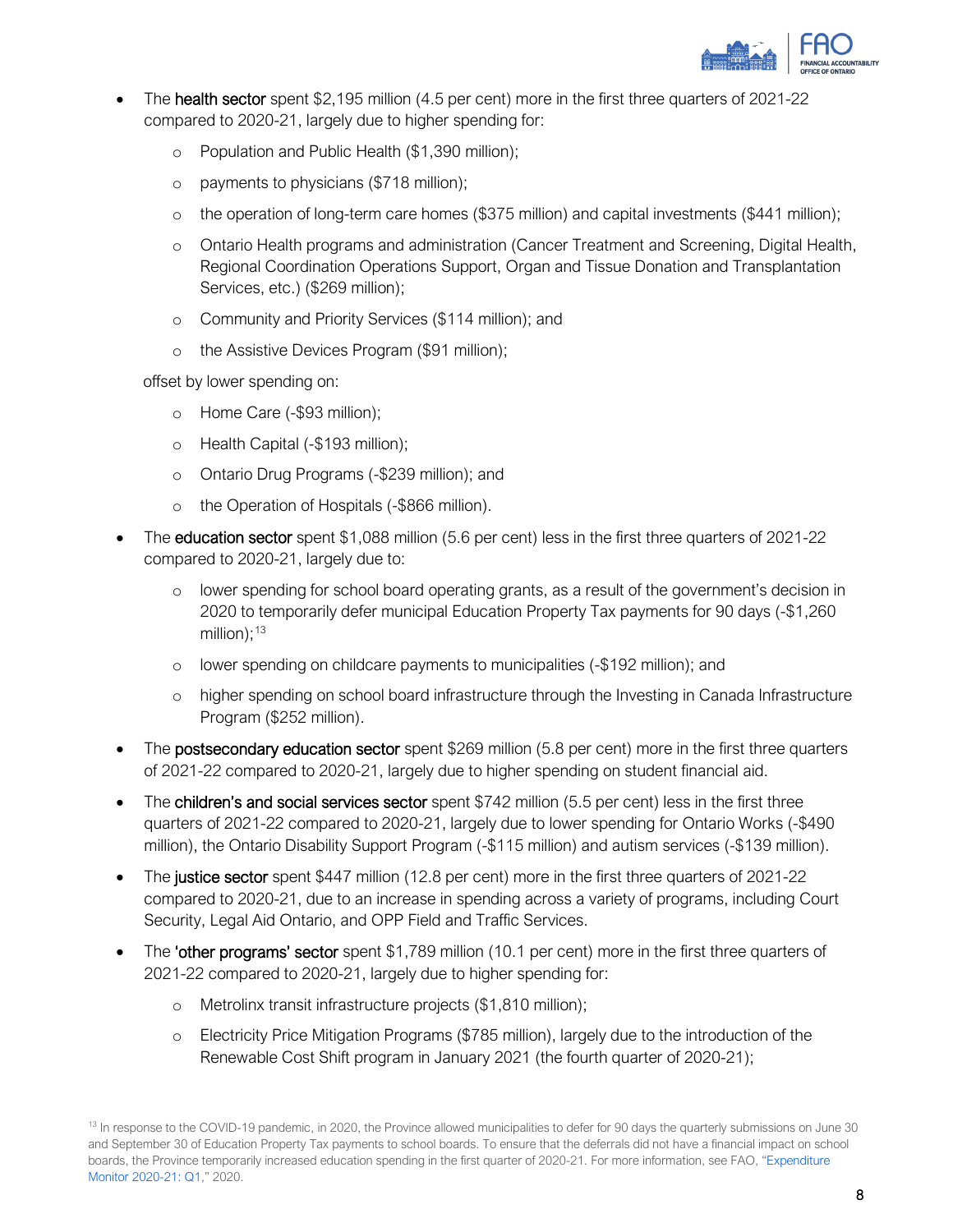- The **health sector** spent $2,195 million (4.5 per cent) more in the first three quarters of 2021-22 compared to 2020-21, largely due to higher spending for:
    - Population and Public Health ($1,390 million);
    - payments to physicians ($718 million);
    - the operation of long-term care homes ($375 million) and capital investments ($441 million);
    - Ontario Health programs and administration (Cancer Treatment and Screening, Digital Health, Regional Coordination Operations Support, Organ and Tissue Donation and Transplantation Services, etc.) ($269 million);
    - Community and Priority Services ($114 million); and
    - the Assistive Devices Program ($91 million);

  offset by lower spending on:
    - Home Care (-$93 million);
    - Health Capital (-$193 million);
    - Ontario Drug Programs (-$239 million); and
    - the Operation of Hospitals (-$866 million).
- The **education sector** spent $1,088 million (5.6 per cent) less in the first three quarters of 2021-22 compared to 2020-21, largely due to:
    - lower spending for school board operating grants, as a result of the government's decision in 2020 to temporarily defer municipal Education Property Tax payments for 90 days (-$1,260 million);[13]
    - lower spending on childcare payments to municipalities (-$192 million); and
    - higher spending on school board infrastructure through the Investing in Canada Infrastructure Program ($252 million).
- The **postsecondary education sector** spent $269 million (5.8 per cent) more in the first three quarters of 2021-22 compared to 2020-21, largely due to higher spending on student financial aid.
- The **children's and social services sector** spent $742 million (5.5 per cent) less in the first three quarters of 2021-22 compared to 2020-21, largely due to lower spending for Ontario Works (-$490 million), the Ontario Disability Support Program (-$115 million) and autism services (-$139 million).
- The **justice sector** spent $447 million (12.8 per cent) more in the first three quarters of 2021-22 compared to 2020-21, due to an increase in spending across a variety of programs, including Court Security, Legal Aid Ontario, and OPP Field and Traffic Services.
- The **'other programs' sector** spent $1,789 million (10.1 per cent) more in the first three quarters of 2021-22 compared to 2020-21, largely due to higher spending for:
    - Metrolinx transit infrastructure projects ($1,810 million);
    - Electricity Price Mitigation Programs ($785 million), largely due to the introduction of the Renewable Cost Shift program in January 2021 (the fourth quarter of 2020-21);

[13] In response to the COVID-19 pandemic, in 2020, the Province allowed municipalities to defer for 90 days the quarterly submissions on June 30 and September 30 of Education Property Tax payments to school boards. To ensure that the deferrals did not have a financial impact on school boards, the Province temporarily increased education spending in the first quarter of 2020-21. For more information, see FAO, "Expenditure Monitor 2020-21: Q1," 2020.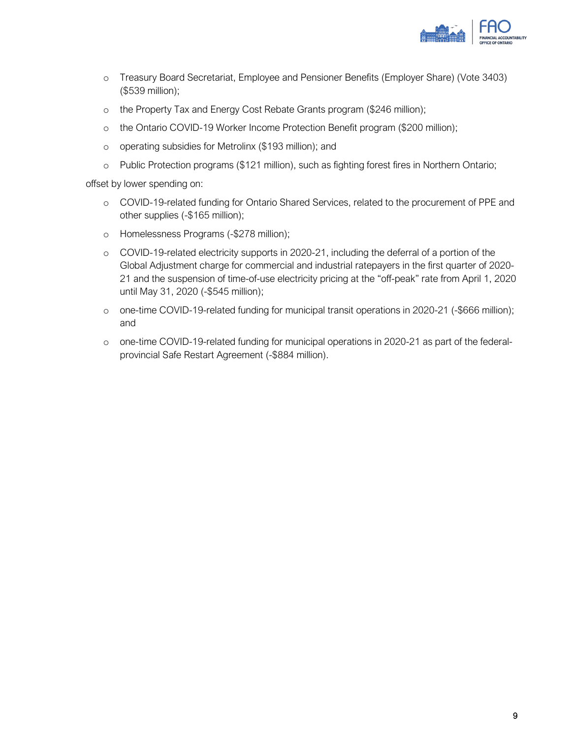- Treasury Board Secretariat, Employee and Pensioner Benefits (Employer Share) (Vote 3403) ($539 million);
- the Property Tax and Energy Cost Rebate Grants program ($246 million);
- the Ontario COVID-19 Worker Income Protection Benefit program ($200 million);
- operating subsidies for Metrolinx ($193 million); and
- Public Protection programs ($121 million), such as fighting forest fires in Northern Ontario;

offset by lower spending on:

- COVID-19-related funding for Ontario Shared Services, related to the procurement of PPE and other supplies (-$165 million);
- Homelessness Programs (-$278 million);
- COVID-19-related electricity supports in 2020-21, including the deferral of a portion of the Global Adjustment charge for commercial and industrial ratepayers in the first quarter of 2020-21 and the suspension of time-of-use electricity pricing at the "off-peak" rate from April 1, 2020 until May 31, 2020 (-$545 million);
- one-time COVID-19-related funding for municipal transit operations in 2020-21 (-$666 million); and
- one-time COVID-19-related funding for municipal operations in 2020-21 as part of the federal-provincial Safe Restart Agreement (-$884 million).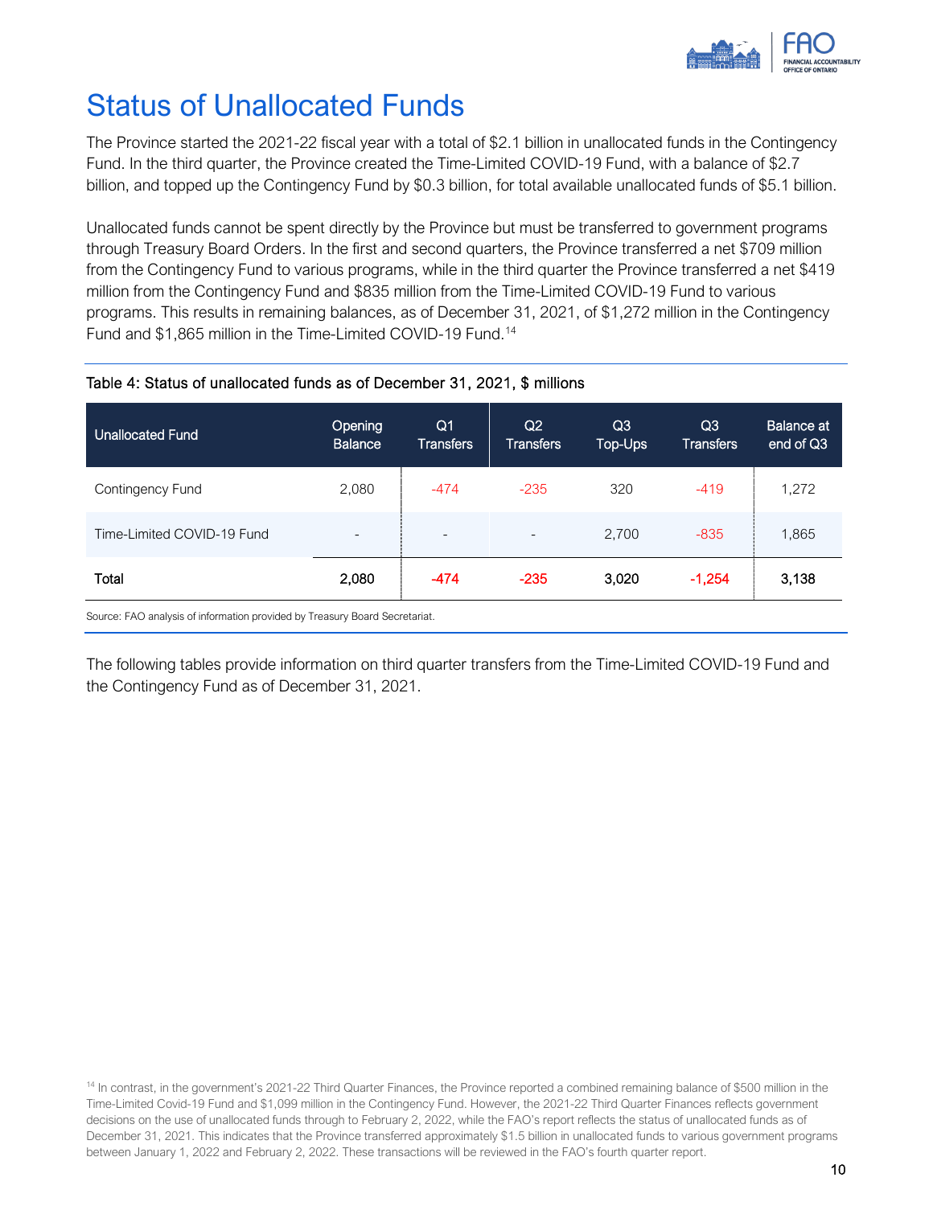# Status of Unallocated Funds

The Province started the 2021-22 fiscal year with a total of $2.1 billion in unallocated funds in the Contingency Fund. In the third quarter, the Province created the Time-Limited COVID-19 Fund, with a balance of $2.7 billion, and topped up the Contingency Fund by $0.3 billion, for total available unallocated funds of $5.1 billion.

Unallocated funds cannot be spent directly by the Province but must be transferred to government programs through Treasury Board Orders. In the first and second quarters, the Province transferred a net $709 million from the Contingency Fund to various programs, while in the third quarter the Province transferred a net $419 million from the Contingency Fund and $835 million from the Time-Limited COVID-19 Fund to various programs. This results in remaining balances, as of December 31, 2021, of $1,272 million in the Contingency Fund and $1,865 million in the Time-Limited COVID-19 Fund.[14]

Table 4: Status of unallocated funds as of December 31, 2021, $ millions

| Unallocated Fund | Opening Balance | Q1 Transfers | Q2 Transfers | Q3 Top-Ups | Q3 Transfers | Balance at end of Q3 |
|---|---|---|---|---|---|---|
| Contingency Fund | 2,080 | -474 | -235 | 320 | -419 | 1,272 |
| Time-Limited COVID-19 Fund | - | - | - | 2,700 | -835 | 1,865 |
| **Total** | **2,080** | **-474** | **-235** | **3,020** | **-1,254** | **3,138** |

Source: FAO analysis of information provided by Treasury Board Secretariat.

The following tables provide information on third quarter transfers from the Time-Limited COVID-19 Fund and the Contingency Fund as of December 31, 2021.

[14] In contrast, in the government's 2021-22 Third Quarter Finances, the Province reported a combined remaining balance of $500 million in the Time-Limited Covid-19 Fund and $1,099 million in the Contingency Fund. However, the 2021-22 Third Quarter Finances reflects government decisions on the use of unallocated funds through to February 2, 2022, while the FAO's report reflects the status of unallocated funds as of December 31, 2021. This indicates that the Province transferred approximately $1.5 billion in unallocated funds to various government programs between January 1, 2022 and February 2, 2022. These transactions will be reviewed in the FAO's fourth quarter report.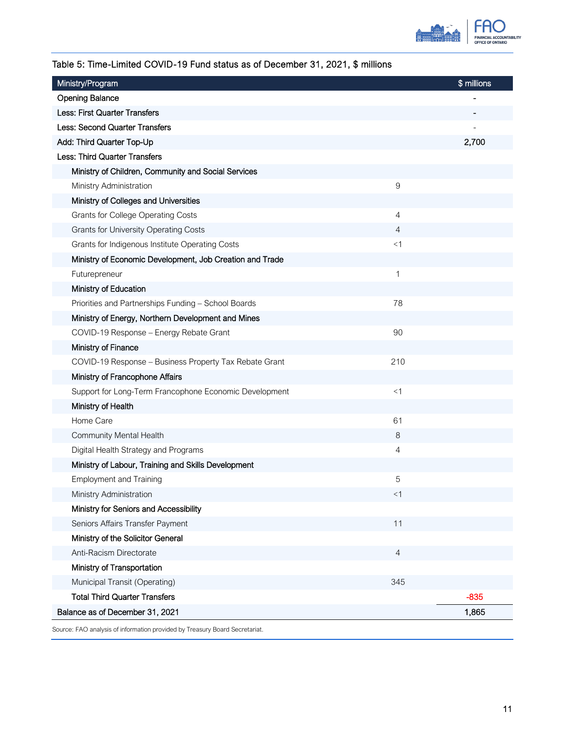Table 5: Time-Limited COVID-19 Fund status as of December 31, 2021, $ millions

| Ministry/Program | | $ millions |
|---|---|---|
| Opening Balance | | - |
| Less: First Quarter Transfers | | - |
| Less: Second Quarter Transfers | | - |
| Add: Third Quarter Top-Up | | 2,700 |
| Less: Third Quarter Transfers | | |
| Ministry of Children, Community and Social Services | | |
| Ministry Administration | 9 | |
| Ministry of Colleges and Universities | | |
| Grants for College Operating Costs | 4 | |
| Grants for University Operating Costs | 4 | |
| Grants for Indigenous Institute Operating Costs | <1 | |
| Ministry of Economic Development, Job Creation and Trade | | |
| Futurepreneur | 1 | |
| Ministry of Education | | |
| Priorities and Partnerships Funding – School Boards | 78 | |
| Ministry of Energy, Northern Development and Mines | | |
| COVID-19 Response – Energy Rebate Grant | 90 | |
| Ministry of Finance | | |
| COVID-19 Response – Business Property Tax Rebate Grant | 210 | |
| Ministry of Francophone Affairs | | |
| Support for Long-Term Francophone Economic Development | <1 | |
| Ministry of Health | | |
| Home Care | 61 | |
| Community Mental Health | 8 | |
| Digital Health Strategy and Programs | 4 | |
| Ministry of Labour, Training and Skills Development | | |
| Employment and Training | 5 | |
| Ministry Administration | <1 | |
| Ministry for Seniors and Accessibility | | |
| Seniors Affairs Transfer Payment | 11 | |
| Ministry of the Solicitor General | | |
| Anti-Racism Directorate | 4 | |
| Ministry of Transportation | | |
| Municipal Transit (Operating) | 345 | |
| Total Third Quarter Transfers | | -835 |
| Balance as of December 31, 2021 | | 1,865 |

Source: FAO analysis of information provided by Treasury Board Secretariat.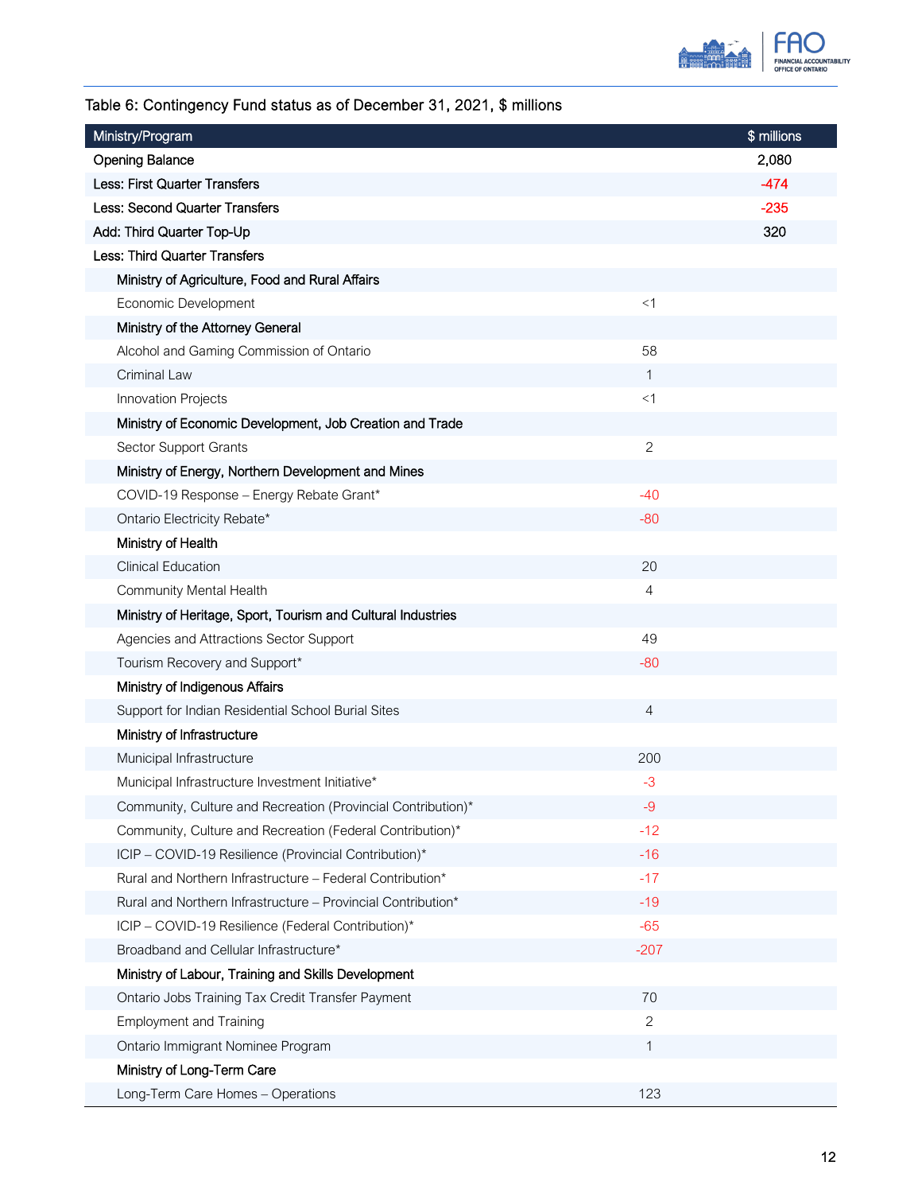Table 6: Contingency Fund status as of December 31, 2021, $ millions

| Ministry/Program | | $ millions |
|---|---|---|
| Opening Balance | | 2,080 |
| Less: First Quarter Transfers | | -474 |
| Less: Second Quarter Transfers | | -235 |
| Add: Third Quarter Top-Up | | 320 |
| Less: Third Quarter Transfers | | |
| Ministry of Agriculture, Food and Rural Affairs | | |
| Economic Development | <1 | |
| Ministry of the Attorney General | | |
| Alcohol and Gaming Commission of Ontario | 58 | |
| Criminal Law | 1 | |
| Innovation Projects | <1 | |
| Ministry of Economic Development, Job Creation and Trade | | |
| Sector Support Grants | 2 | |
| Ministry of Energy, Northern Development and Mines | | |
| COVID-19 Response – Energy Rebate Grant* | -40 | |
| Ontario Electricity Rebate* | -80 | |
| Ministry of Health | | |
| Clinical Education | 20 | |
| Community Mental Health | 4 | |
| Ministry of Heritage, Sport, Tourism and Cultural Industries | | |
| Agencies and Attractions Sector Support | 49 | |
| Tourism Recovery and Support* | -80 | |
| Ministry of Indigenous Affairs | | |
| Support for Indian Residential School Burial Sites | 4 | |
| Ministry of Infrastructure | | |
| Municipal Infrastructure | 200 | |
| Municipal Infrastructure Investment Initiative* | -3 | |
| Community, Culture and Recreation (Provincial Contribution)* | -9 | |
| Community, Culture and Recreation (Federal Contribution)* | -12 | |
| ICIP – COVID-19 Resilience (Provincial Contribution)* | -16 | |
| Rural and Northern Infrastructure – Federal Contribution* | -17 | |
| Rural and Northern Infrastructure – Provincial Contribution* | -19 | |
| ICIP – COVID-19 Resilience (Federal Contribution)* | -65 | |
| Broadband and Cellular Infrastructure* | -207 | |
| Ministry of Labour, Training and Skills Development | | |
| Ontario Jobs Training Tax Credit Transfer Payment | 70 | |
| Employment and Training | 2 | |
| Ontario Immigrant Nominee Program | 1 | |
| Ministry of Long-Term Care | | |
| Long-Term Care Homes – Operations | 123 | |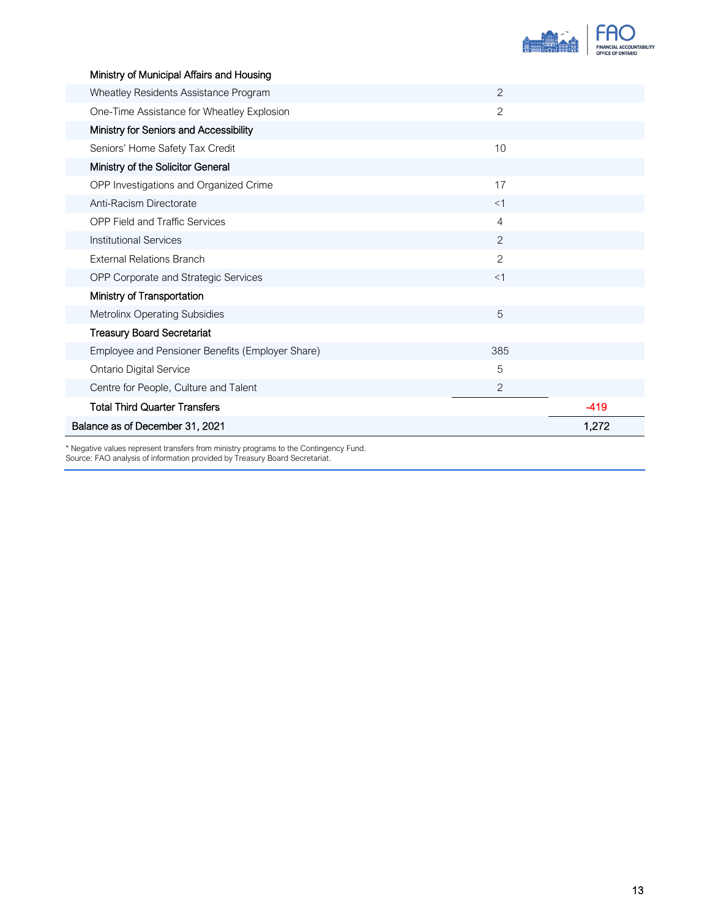| | | |
|---|---|---|
| **Ministry of Municipal Affairs and Housing** | | |
| Wheatley Residents Assistance Program | 2 | |
| One-Time Assistance for Wheatley Explosion | 2 | |
| **Ministry for Seniors and Accessibility** | | |
| Seniors' Home Safety Tax Credit | 10 | |
| **Ministry of the Solicitor General** | | |
| OPP Investigations and Organized Crime | 17 | |
| Anti-Racism Directorate | <1 | |
| OPP Field and Traffic Services | 4 | |
| Institutional Services | 2 | |
| External Relations Branch | 2 | |
| OPP Corporate and Strategic Services | <1 | |
| **Ministry of Transportation** | | |
| Metrolinx Operating Subsidies | 5 | |
| **Treasury Board Secretariat** | | |
| Employee and Pensioner Benefits (Employer Share) | 385 | |
| Ontario Digital Service | 5 | |
| Centre for People, Culture and Talent | 2 | |
| **Total Third Quarter Transfers** | | -419 |
| **Balance as of December 31, 2021** | | 1,272 |

* Negative values represent transfers from ministry programs to the Contingency Fund.
Source: FAO analysis of information provided by Treasury Board Secretariat.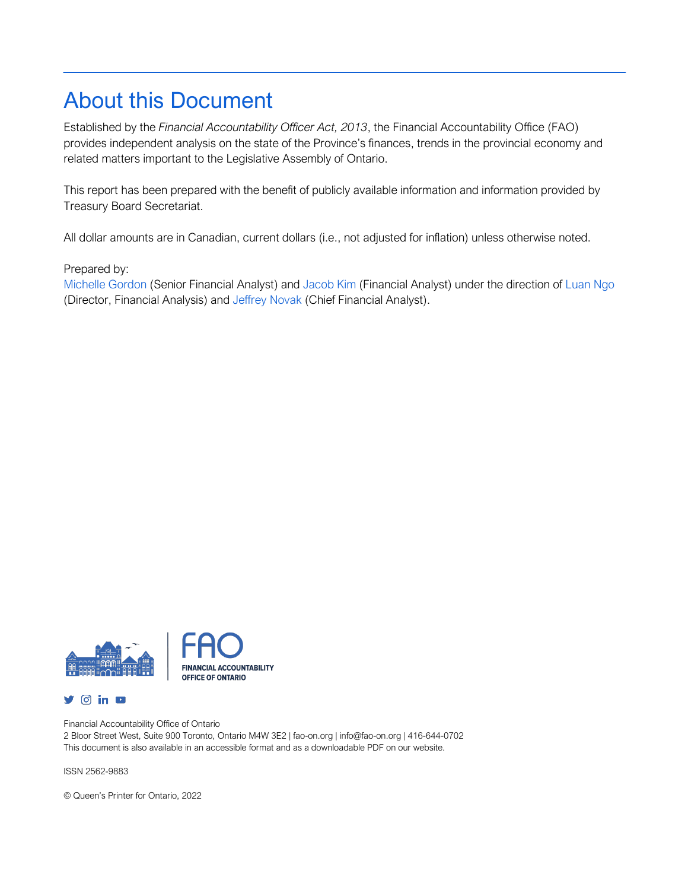# About this Document

Established by the *Financial Accountability Officer Act, 2013*, the Financial Accountability Office (FAO) provides independent analysis on the state of the Province's finances, trends in the provincial economy and related matters important to the Legislative Assembly of Ontario.

This report has been prepared with the benefit of publicly available information and information provided by Treasury Board Secretariat.

All dollar amounts are in Canadian, current dollars (i.e., not adjusted for inflation) unless otherwise noted.

Prepared by:
Michelle Gordon (Senior Financial Analyst) and Jacob Kim (Financial Analyst) under the direction of Luan Ngo (Director, Financial Analysis) and Jeffrey Novak (Chief Financial Analyst).

FAO
FINANCIAL ACCOUNTABILITY OFFICE OF ONTARIO

Financial Accountability Office of Ontario
2 Bloor Street West, Suite 900 Toronto, Ontario M4W 3E2 | fao-on.org | info@fao-on.org | 416-644-0702
This document is also available in an accessible format and as a downloadable PDF on our website.

ISSN 2562-9883

© Queen's Printer for Ontario, 2022